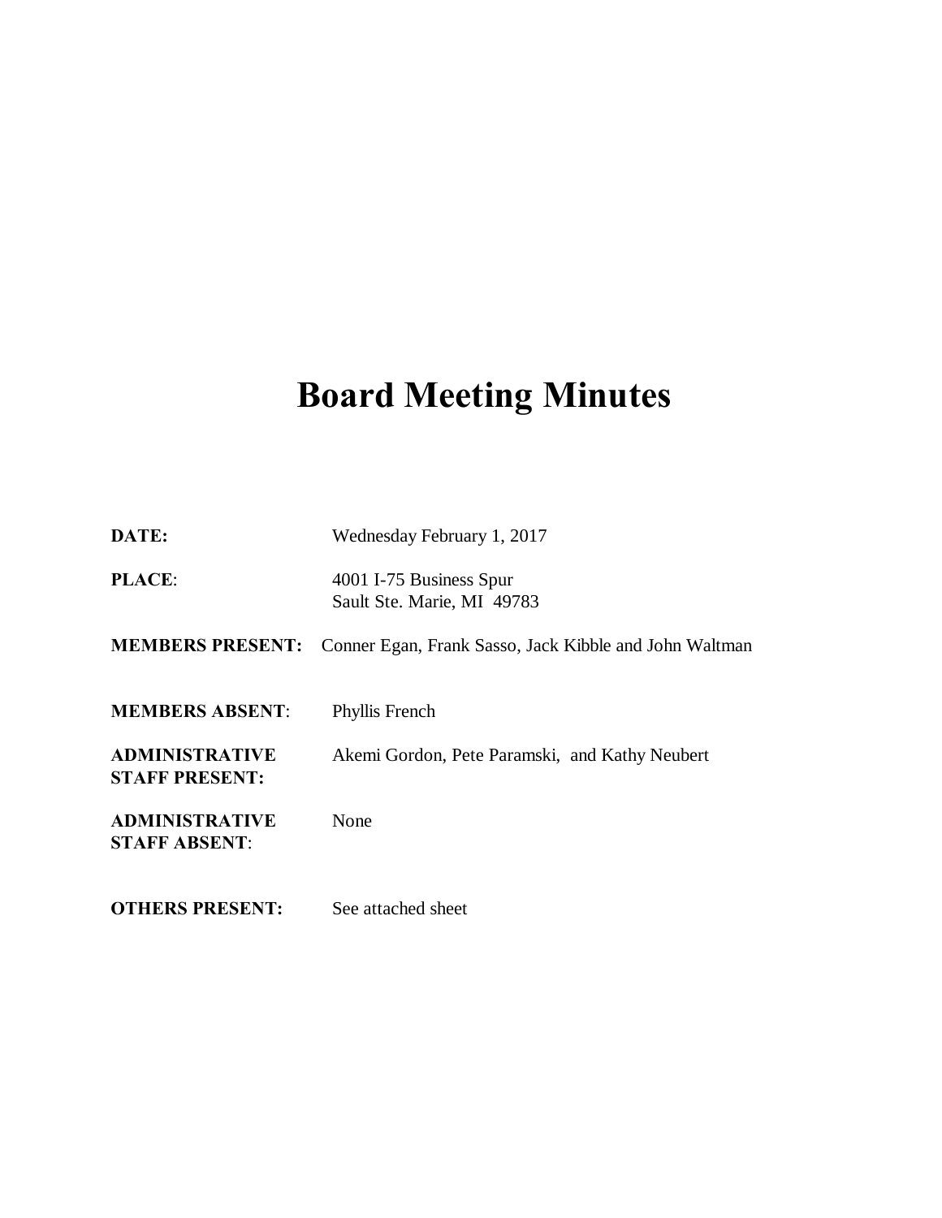# Board Meeting Minutes

| | |
|---|---|
| **DATE:** | Wednesday February 1, 2017 |
| **PLACE**: | 4001 I-75 Business Spur<br>Sault Ste. Marie, MI 49783 |
| **MEMBERS PRESENT:** | Conner Egan, Frank Sasso, Jack Kibble and John Waltman |
| **MEMBERS ABSENT**: | Phyllis French |
| **ADMINISTRATIVE STAFF PRESENT:** | Akemi Gordon, Pete Paramski, and Kathy Neubert |
| **ADMINISTRATIVE STAFF ABSENT**: | None |
| **OTHERS PRESENT:** | See attached sheet |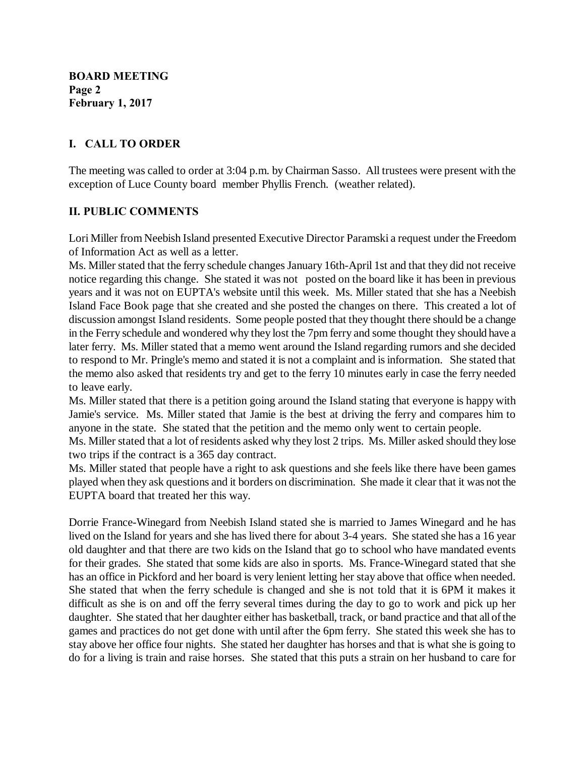**BOARD MEETING**
**Page 2**
**February 1, 2017**

## I. CALL TO ORDER

The meeting was called to order at 3:04 p.m. by Chairman Sasso. All trustees were present with the exception of Luce County board member Phyllis French. (weather related).

## II. PUBLIC COMMENTS

Lori Miller from Neebish Island presented Executive Director Paramski a request under the Freedom of Information Act as well as a letter.

Ms. Miller stated that the ferry schedule changes January 16th-April 1st and that they did not receive notice regarding this change. She stated it was not posted on the board like it has been in previous years and it was not on EUPTA's website until this week. Ms. Miller stated that she has a Neebish Island Face Book page that she created and she posted the changes on there. This created a lot of discussion amongst Island residents. Some people posted that they thought there should be a change in the Ferry schedule and wondered why they lost the 7pm ferry and some thought they should have a later ferry. Ms. Miller stated that a memo went around the Island regarding rumors and she decided to respond to Mr. Pringle's memo and stated it is not a complaint and is information. She stated that the memo also asked that residents try and get to the ferry 10 minutes early in case the ferry needed to leave early.

Ms. Miller stated that there is a petition going around the Island stating that everyone is happy with Jamie's service. Ms. Miller stated that Jamie is the best at driving the ferry and compares him to anyone in the state. She stated that the petition and the memo only went to certain people.

Ms. Miller stated that a lot of residents asked why they lost 2 trips. Ms. Miller asked should they lose two trips if the contract is a 365 day contract.

Ms. Miller stated that people have a right to ask questions and she feels like there have been games played when they ask questions and it borders on discrimination. She made it clear that it was not the EUPTA board that treated her this way.

Dorrie France-Winegard from Neebish Island stated she is married to James Winegard and he has lived on the Island for years and she has lived there for about 3-4 years. She stated she has a 16 year old daughter and that there are two kids on the Island that go to school who have mandated events for their grades. She stated that some kids are also in sports. Ms. France-Winegard stated that she has an office in Pickford and her board is very lenient letting her stay above that office when needed. She stated that when the ferry schedule is changed and she is not told that it is 6PM it makes it difficult as she is on and off the ferry several times during the day to go to work and pick up her daughter. She stated that her daughter either has basketball, track, or band practice and that all of the games and practices do not get done with until after the 6pm ferry. She stated this week she has to stay above her office four nights. She stated her daughter has horses and that is what she is going to do for a living is train and raise horses. She stated that this puts a strain on her husband to care for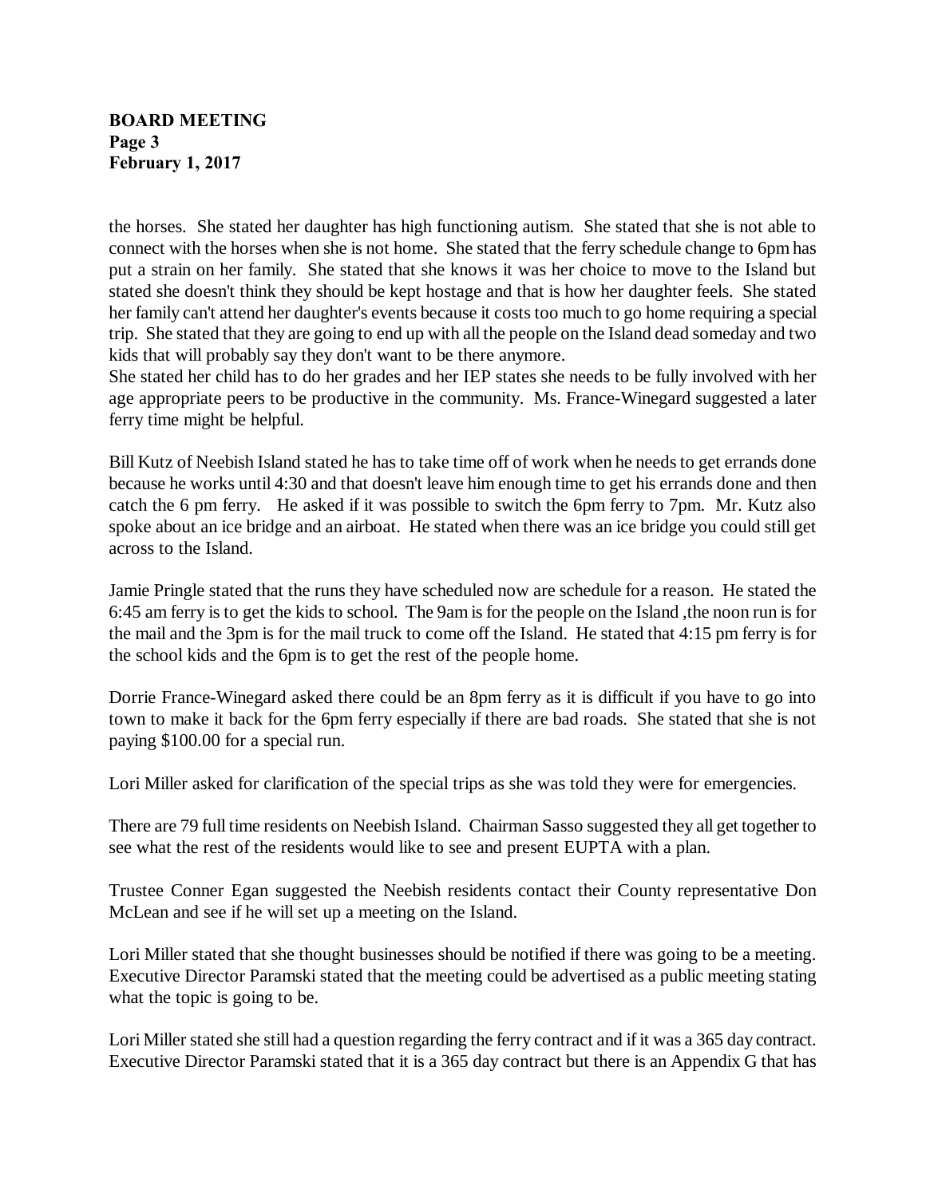the horses. She stated her daughter has high functioning autism. She stated that she is not able to connect with the horses when she is not home. She stated that the ferry schedule change to 6pm has put a strain on her family. She stated that she knows it was her choice to move to the Island but stated she doesn't think they should be kept hostage and that is how her daughter feels. She stated her family can't attend her daughter's events because it costs too much to go home requiring a special trip. She stated that they are going to end up with all the people on the Island dead someday and two kids that will probably say they don't want to be there anymore.
She stated her child has to do her grades and her IEP states she needs to be fully involved with her age appropriate peers to be productive in the community. Ms. France-Winegard suggested a later ferry time might be helpful.

Bill Kutz of Neebish Island stated he has to take time off of work when he needs to get errands done because he works until 4:30 and that doesn't leave him enough time to get his errands done and then catch the 6 pm ferry. He asked if it was possible to switch the 6pm ferry to 7pm. Mr. Kutz also spoke about an ice bridge and an airboat. He stated when there was an ice bridge you could still get across to the Island.

Jamie Pringle stated that the runs they have scheduled now are schedule for a reason. He stated the 6:45 am ferry is to get the kids to school. The 9am is for the people on the Island ,the noon run is for the mail and the 3pm is for the mail truck to come off the Island. He stated that 4:15 pm ferry is for the school kids and the 6pm is to get the rest of the people home.

Dorrie France-Winegard asked there could be an 8pm ferry as it is difficult if you have to go into town to make it back for the 6pm ferry especially if there are bad roads. She stated that she is not paying $100.00 for a special run.

Lori Miller asked for clarification of the special trips as she was told they were for emergencies.

There are 79 full time residents on Neebish Island. Chairman Sasso suggested they all get together to see what the rest of the residents would like to see and present EUPTA with a plan.

Trustee Conner Egan suggested the Neebish residents contact their County representative Don McLean and see if he will set up a meeting on the Island.

Lori Miller stated that she thought businesses should be notified if there was going to be a meeting. Executive Director Paramski stated that the meeting could be advertised as a public meeting stating what the topic is going to be.

Lori Miller stated she still had a question regarding the ferry contract and if it was a 365 day contract. Executive Director Paramski stated that it is a 365 day contract but there is an Appendix G that has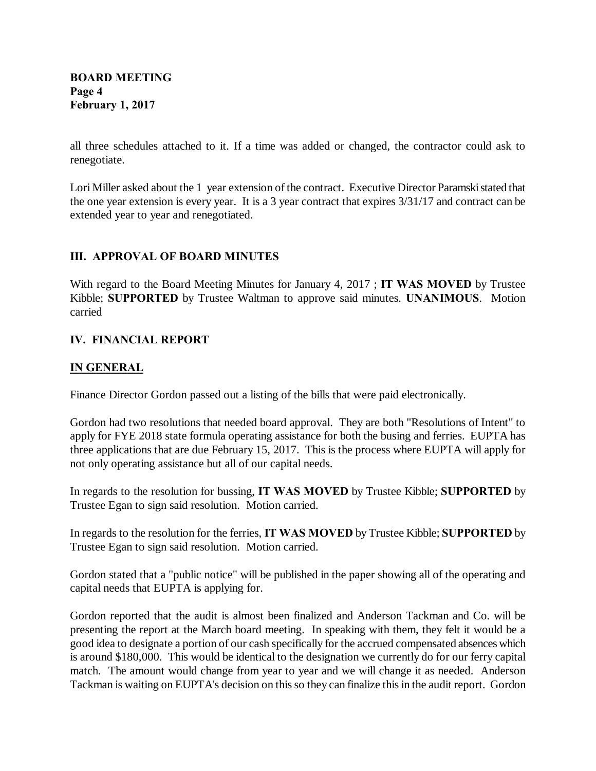all three schedules attached to it. If a time was added or changed, the contractor could ask to renegotiate.

Lori Miller asked about the 1 year extension of the contract. Executive Director Paramski stated that the one year extension is every year. It is a 3 year contract that expires 3/31/17 and contract can be extended year to year and renegotiated.

## III. APPROVAL OF BOARD MINUTES

With regard to the Board Meeting Minutes for January 4, 2017 ; **IT WAS MOVED** by Trustee Kibble; **SUPPORTED** by Trustee Waltman to approve said minutes. **UNANIMOUS**. Motion carried

## IV. FINANCIAL REPORT

### IN GENERAL

Finance Director Gordon passed out a listing of the bills that were paid electronically.

Gordon had two resolutions that needed board approval. They are both "Resolutions of Intent" to apply for FYE 2018 state formula operating assistance for both the busing and ferries. EUPTA has three applications that are due February 15, 2017. This is the process where EUPTA will apply for not only operating assistance but all of our capital needs.

In regards to the resolution for bussing, **IT WAS MOVED** by Trustee Kibble; **SUPPORTED** by Trustee Egan to sign said resolution. Motion carried.

In regards to the resolution for the ferries, **IT WAS MOVED** by Trustee Kibble; **SUPPORTED** by Trustee Egan to sign said resolution. Motion carried.

Gordon stated that a "public notice" will be published in the paper showing all of the operating and capital needs that EUPTA is applying for.

Gordon reported that the audit is almost been finalized and Anderson Tackman and Co. will be presenting the report at the March board meeting. In speaking with them, they felt it would be a good idea to designate a portion of our cash specifically for the accrued compensated absences which is around $180,000. This would be identical to the designation we currently do for our ferry capital match. The amount would change from year to year and we will change it as needed. Anderson Tackman is waiting on EUPTA's decision on this so they can finalize this in the audit report. Gordon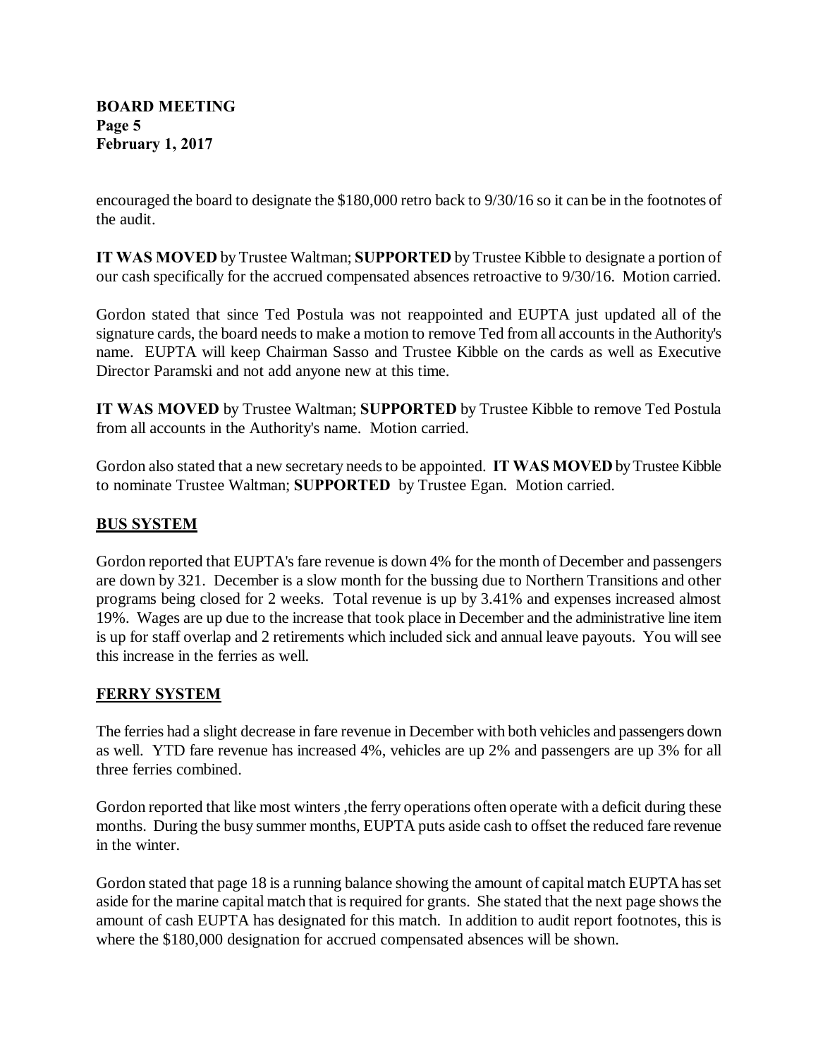encouraged the board to designate the $180,000 retro back to 9/30/16 so it can be in the footnotes of the audit.

**IT WAS MOVED** by Trustee Waltman; **SUPPORTED** by Trustee Kibble to designate a portion of our cash specifically for the accrued compensated absences retroactive to 9/30/16. Motion carried.

Gordon stated that since Ted Postula was not reappointed and EUPTA just updated all of the signature cards, the board needs to make a motion to remove Ted from all accounts in the Authority's name. EUPTA will keep Chairman Sasso and Trustee Kibble on the cards as well as Executive Director Paramski and not add anyone new at this time.

**IT WAS MOVED** by Trustee Waltman; **SUPPORTED** by Trustee Kibble to remove Ted Postula from all accounts in the Authority's name. Motion carried.

Gordon also stated that a new secretary needs to be appointed. **IT WAS MOVED** by Trustee Kibble to nominate Trustee Waltman; **SUPPORTED** by Trustee Egan. Motion carried.

## BUS SYSTEM

Gordon reported that EUPTA's fare revenue is down 4% for the month of December and passengers are down by 321. December is a slow month for the bussing due to Northern Transitions and other programs being closed for 2 weeks. Total revenue is up by 3.41% and expenses increased almost 19%. Wages are up due to the increase that took place in December and the administrative line item is up for staff overlap and 2 retirements which included sick and annual leave payouts. You will see this increase in the ferries as well.

## FERRY SYSTEM

The ferries had a slight decrease in fare revenue in December with both vehicles and passengers down as well. YTD fare revenue has increased 4%, vehicles are up 2% and passengers are up 3% for all three ferries combined.

Gordon reported that like most winters ,the ferry operations often operate with a deficit during these months. During the busy summer months, EUPTA puts aside cash to offset the reduced fare revenue in the winter.

Gordon stated that page 18 is a running balance showing the amount of capital match EUPTA has set aside for the marine capital match that is required for grants. She stated that the next page shows the amount of cash EUPTA has designated for this match. In addition to audit report footnotes, this is where the $180,000 designation for accrued compensated absences will be shown.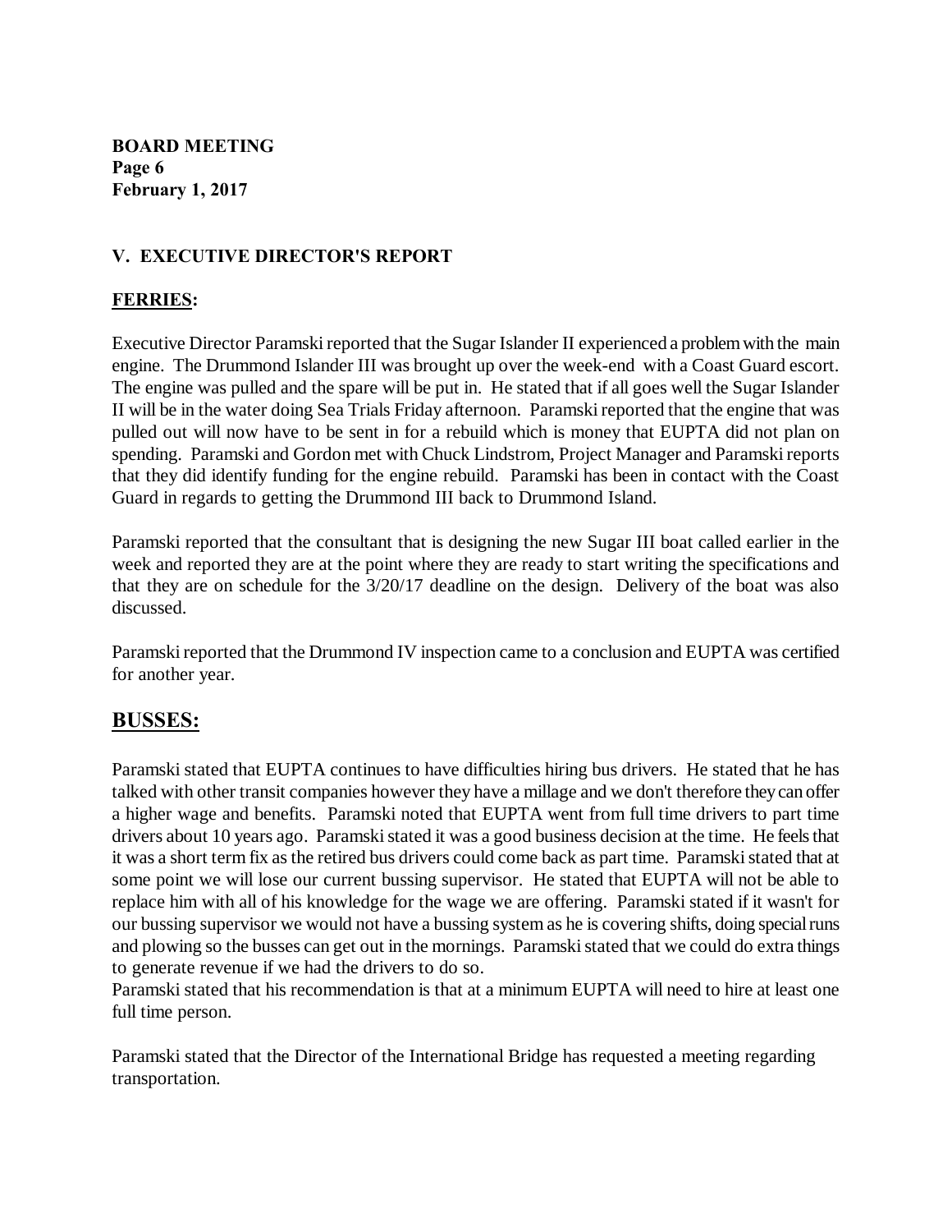**BOARD MEETING**
**Page 6**
**February 1, 2017**

## V. EXECUTIVE DIRECTOR'S REPORT

### FERRIES:

Executive Director Paramski reported that the Sugar Islander II experienced a problem with the main engine. The Drummond Islander III was brought up over the week-end with a Coast Guard escort. The engine was pulled and the spare will be put in. He stated that if all goes well the Sugar Islander II will be in the water doing Sea Trials Friday afternoon. Paramski reported that the engine that was pulled out will now have to be sent in for a rebuild which is money that EUPTA did not plan on spending. Paramski and Gordon met with Chuck Lindstrom, Project Manager and Paramski reports that they did identify funding for the engine rebuild. Paramski has been in contact with the Coast Guard in regards to getting the Drummond III back to Drummond Island.

Paramski reported that the consultant that is designing the new Sugar III boat called earlier in the week and reported they are at the point where they are ready to start writing the specifications and that they are on schedule for the 3/20/17 deadline on the design. Delivery of the boat was also discussed.

Paramski reported that the Drummond IV inspection came to a conclusion and EUPTA was certified for another year.

### BUSSES:

Paramski stated that EUPTA continues to have difficulties hiring bus drivers. He stated that he has talked with other transit companies however they have a millage and we don't therefore they can offer a higher wage and benefits. Paramski noted that EUPTA went from full time drivers to part time drivers about 10 years ago. Paramski stated it was a good business decision at the time. He feels that it was a short term fix as the retired bus drivers could come back as part time. Paramski stated that at some point we will lose our current bussing supervisor. He stated that EUPTA will not be able to replace him with all of his knowledge for the wage we are offering. Paramski stated if it wasn't for our bussing supervisor we would not have a bussing system as he is covering shifts, doing special runs and plowing so the busses can get out in the mornings. Paramski stated that we could do extra things to generate revenue if we had the drivers to do so.
Paramski stated that his recommendation is that at a minimum EUPTA will need to hire at least one full time person.

Paramski stated that the Director of the International Bridge has requested a meeting regarding transportation.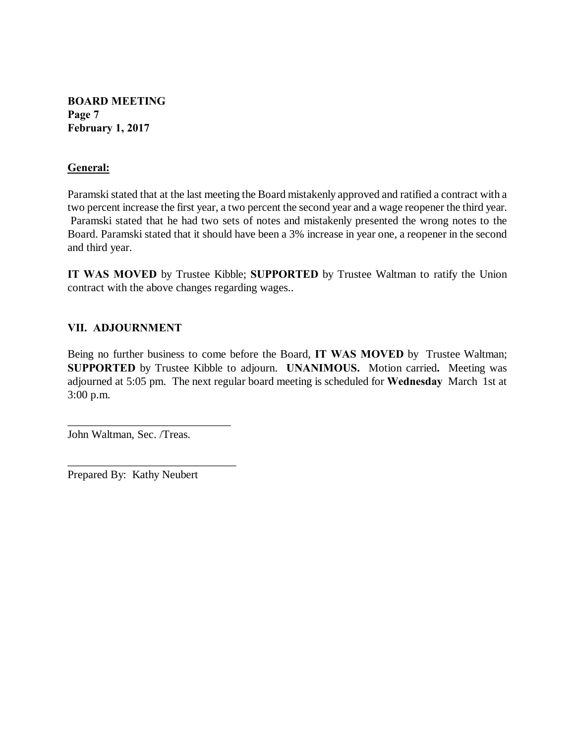**General:**

Paramski stated that at the last meeting the Board mistakenly approved and ratified a contract with a two percent increase the first year, a two percent the second year and a wage reopener the third year. Paramski stated that he had two sets of notes and mistakenly presented the wrong notes to the Board. Paramski stated that it should have been a 3% increase in year one, a reopener in the second and third year.

**IT WAS MOVED** by Trustee Kibble; **SUPPORTED** by Trustee Waltman to ratify the Union contract with the above changes regarding wages..

## VII. ADJOURNMENT

Being no further business to come before the Board, **IT WAS MOVED** by Trustee Waltman; **SUPPORTED** by Trustee Kibble to adjourn. **UNANIMOUS.** Motion carried**.** Meeting was adjourned at 5:05 pm. The next regular board meeting is scheduled for **Wednesday** March 1st at 3:00 p.m.

______________________________
John Waltman, Sec. /Treas.

______________________________
Prepared By: Kathy Neubert